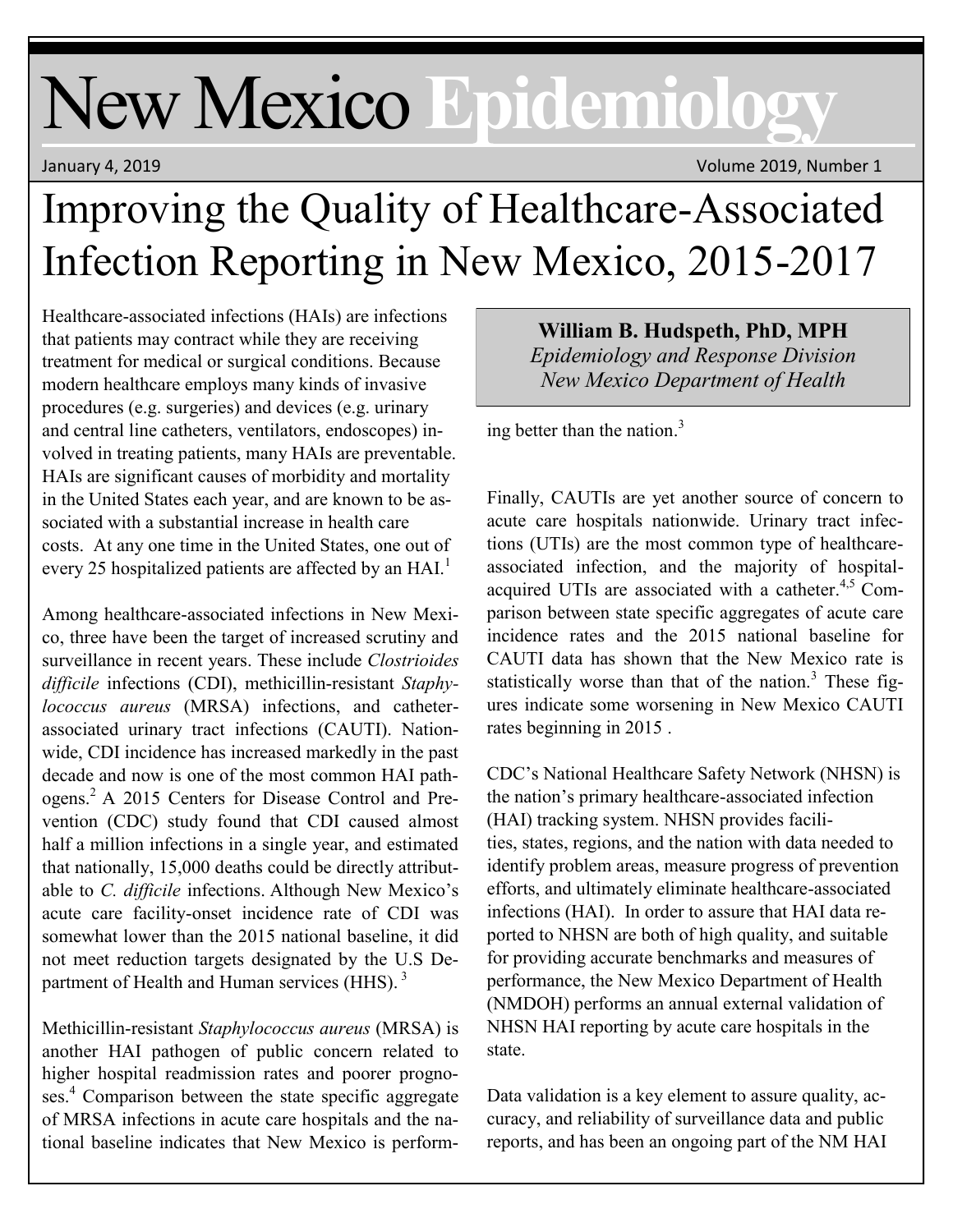# New Mexico Epidemiology

January 4, 2019

# Improving the Quality of Healthcare-Associated Infection Reporting in New Mexico, 2015-2017

**William B. Hudspeth, PhD, MPH**
*Epidemiology and Response Division*
*New Mexico Department of Health*

Healthcare-associated infections (HAIs) are infections that patients may contract while they are receiving treatment for medical or surgical conditions. Because modern healthcare employs many kinds of invasive procedures (e.g. surgeries) and devices (e.g. urinary and central line catheters, ventilators, endoscopes) involved in treating patients, many HAIs are preventable. HAIs are significant causes of morbidity and mortality in the United States each year, and are known to be associated with a substantial increase in health care costs. At any one time in the United States, one out of every 25 hospitalized patients are affected by an HAI.[1]

Among healthcare-associated infections in New Mexico, three have been the target of increased scrutiny and surveillance in recent years. These include *Clostrioides difficile* infections (CDI), methicillin-resistant *Staphylococcus aureus* (MRSA) infections, and catheter-associated urinary tract infections (CAUTI). Nationwide, CDI incidence has increased markedly in the past decade and now is one of the most common HAI pathogens.[2] A 2015 Centers for Disease Control and Prevention (CDC) study found that CDI caused almost half a million infections in a single year, and estimated that nationally, 15,000 deaths could be directly attributable to *C. difficile* infections. Although New Mexico's acute care facility-onset incidence rate of CDI was somewhat lower than the 2015 national baseline, it did not meet reduction targets designated by the U.S Department of Health and Human services (HHS). [3]

Methicillin-resistant *Staphylococcus aureus* (MRSA) is another HAI pathogen of public concern related to higher hospital readmission rates and poorer prognoses.[4] Comparison between the state specific aggregate of MRSA infections in acute care hospitals and the national baseline indicates that New Mexico is performing better than the nation.[3]

Finally, CAUTIs are yet another source of concern to acute care hospitals nationwide. Urinary tract infections (UTIs) are the most common type of healthcare-associated infection, and the majority of hospital-acquired UTIs are associated with a catheter.[4,5] Comparison between state specific aggregates of acute care incidence rates and the 2015 national baseline for CAUTI data has shown that the New Mexico rate is statistically worse than that of the nation.[3] These figures indicate some worsening in New Mexico CAUTI rates beginning in 2015 .

CDC's National Healthcare Safety Network (NHSN) is the nation's primary healthcare-associated infection (HAI) tracking system. NHSN provides facilities, states, regions, and the nation with data needed to identify problem areas, measure progress of prevention efforts, and ultimately eliminate healthcare-associated infections (HAI). In order to assure that HAI data reported to NHSN are both of high quality, and suitable for providing accurate benchmarks and measures of performance, the New Mexico Department of Health (NMDOH) performs an annual external validation of NHSN HAI reporting by acute care hospitals in the state.

Data validation is a key element to assure quality, accuracy, and reliability of surveillance data and public reports, and has been an ongoing part of the NM HAI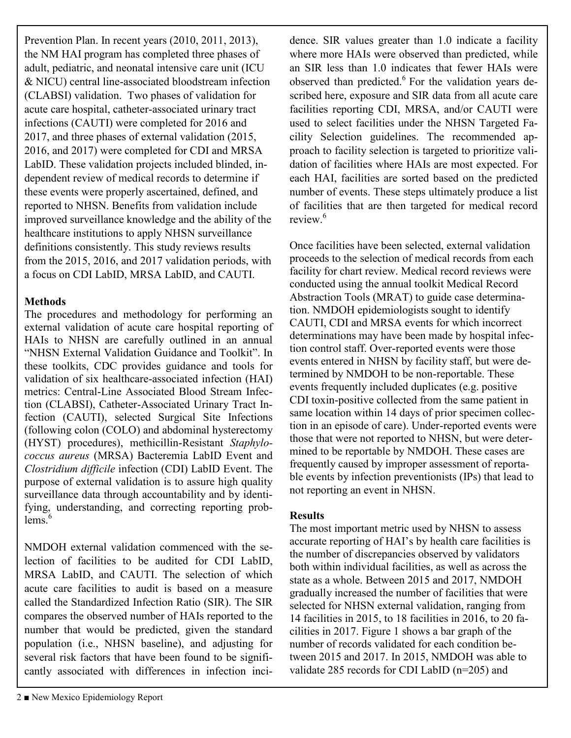Prevention Plan. In recent years (2010, 2011, 2013), the NM HAI program has completed three phases of adult, pediatric, and neonatal intensive care unit (ICU & NICU) central line-associated bloodstream infection (CLABSI) validation. Two phases of validation for acute care hospital, catheter-associated urinary tract infections (CAUTI) were completed for 2016 and 2017, and three phases of external validation (2015, 2016, and 2017) were completed for CDI and MRSA LabID. These validation projects included blinded, independent review of medical records to determine if these events were properly ascertained, defined, and reported to NHSN. Benefits from validation include improved surveillance knowledge and the ability of the healthcare institutions to apply NHSN surveillance definitions consistently. This study reviews results from the 2015, 2016, and 2017 validation periods, with a focus on CDI LabID, MRSA LabID, and CAUTI.

## Methods

The procedures and methodology for performing an external validation of acute care hospital reporting of HAIs to NHSN are carefully outlined in an annual "NHSN External Validation Guidance and Toolkit". In these toolkits, CDC provides guidance and tools for validation of six healthcare-associated infection (HAI) metrics: Central-Line Associated Blood Stream Infection (CLABSI), Catheter-Associated Urinary Tract Infection (CAUTI), selected Surgical Site Infections (following colon (COLO) and abdominal hysterectomy (HYST) procedures), methicillin-Resistant *Staphylococcus aureus* (MRSA) Bacteremia LabID Event and *Clostridium difficile* infection (CDI) LabID Event. The purpose of external validation is to assure high quality surveillance data through accountability and by identifying, understanding, and correcting reporting problems.[6]

NMDOH external validation commenced with the selection of facilities to be audited for CDI LabID, MRSA LabID, and CAUTI. The selection of which acute care facilities to audit is based on a measure called the Standardized Infection Ratio (SIR). The SIR compares the observed number of HAIs reported to the number that would be predicted, given the standard population (i.e., NHSN baseline), and adjusting for several risk factors that have been found to be significantly associated with differences in infection incidence. SIR values greater than 1.0 indicate a facility where more HAIs were observed than predicted, while an SIR less than 1.0 indicates that fewer HAIs were observed than predicted.[6] For the validation years described here, exposure and SIR data from all acute care facilities reporting CDI, MRSA, and/or CAUTI were used to select facilities under the NHSN Targeted Facility Selection guidelines. The recommended approach to facility selection is targeted to prioritize validation of facilities where HAIs are most expected. For each HAI, facilities are sorted based on the predicted number of events. These steps ultimately produce a list of facilities that are then targeted for medical record review.[6]

Once facilities have been selected, external validation proceeds to the selection of medical records from each facility for chart review. Medical record reviews were conducted using the annual toolkit Medical Record Abstraction Tools (MRAT) to guide case determination. NMDOH epidemiologists sought to identify CAUTI, CDI and MRSA events for which incorrect determinations may have been made by hospital infection control staff. Over-reported events were those events entered in NHSN by facility staff, but were determined by NMDOH to be non-reportable. These events frequently included duplicates (e.g. positive CDI toxin-positive collected from the same patient in same location within 14 days of prior specimen collection in an episode of care). Under-reported events were those that were not reported to NHSN, but were determined to be reportable by NMDOH. These cases are frequently caused by improper assessment of reportable events by infection preventionists (IPs) that lead to not reporting an event in NHSN.

## Results

The most important metric used by NHSN to assess accurate reporting of HAI's by health care facilities is the number of discrepancies observed by validators both within individual facilities, as well as across the state as a whole. Between 2015 and 2017, NMDOH gradually increased the number of facilities that were selected for NHSN external validation, ranging from 14 facilities in 2015, to 18 facilities in 2016, to 20 facilities in 2017. Figure 1 shows a bar graph of the number of records validated for each condition between 2015 and 2017. In 2015, NMDOH was able to validate 285 records for CDI LabID (n=205) and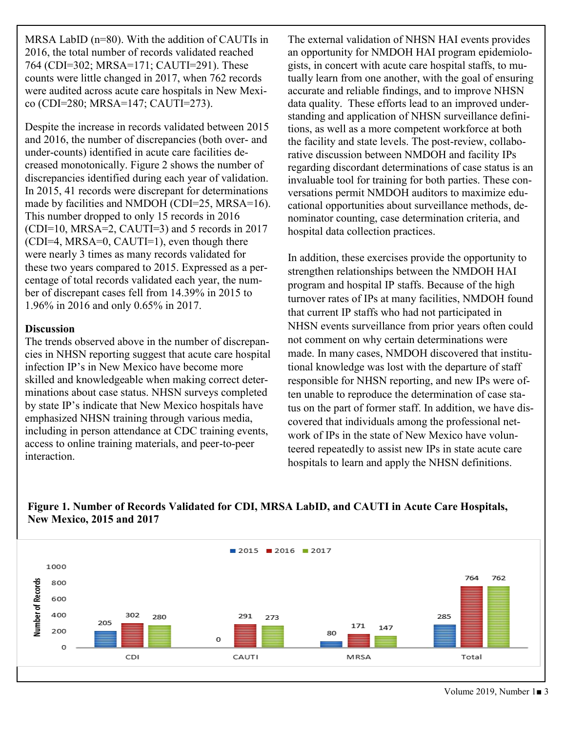MRSA LabID (n=80). With the addition of CAUTIs in 2016, the total number of records validated reached 764 (CDI=302; MRSA=171; CAUTI=291). These counts were little changed in 2017, when 762 records were audited across acute care hospitals in New Mexico (CDI=280; MRSA=147; CAUTI=273).

Despite the increase in records validated between 2015 and 2016, the number of discrepancies (both over- and under-counts) identified in acute care facilities decreased monotonically. Figure 2 shows the number of discrepancies identified during each year of validation. In 2015, 41 records were discrepant for determinations made by facilities and NMDOH (CDI=25, MRSA=16). This number dropped to only 15 records in 2016 (CDI=10, MRSA=2, CAUTI=3) and 5 records in 2017 (CDI=4, MRSA=0, CAUTI=1), even though there were nearly 3 times as many records validated for these two years compared to 2015. Expressed as a percentage of total records validated each year, the number of discrepant cases fell from 14.39% in 2015 to 1.96% in 2016 and only 0.65% in 2017.

**Discussion**

The trends observed above in the number of discrepancies in NHSN reporting suggest that acute care hospital infection IP's in New Mexico have become more skilled and knowledgeable when making correct determinations about case status. NHSN surveys completed by state IP's indicate that New Mexico hospitals have emphasized NHSN training through various media, including in person attendance at CDC training events, access to online training materials, and peer-to-peer interaction.

The external validation of NHSN HAI events provides an opportunity for NMDOH HAI program epidemiologists, in concert with acute care hospital staffs, to mutually learn from one another, with the goal of ensuring accurate and reliable findings, and to improve NHSN data quality. These efforts lead to an improved understanding and application of NHSN surveillance definitions, as well as a more competent workforce at both the facility and state levels. The post-review, collaborative discussion between NMDOH and facility IPs regarding discordant determinations of case status is an invaluable tool for training for both parties. These conversations permit NMDOH auditors to maximize educational opportunities about surveillance methods, denominator counting, case determination criteria, and hospital data collection practices.

In addition, these exercises provide the opportunity to strengthen relationships between the NMDOH HAI program and hospital IP staffs. Because of the high turnover rates of IPs at many facilities, NMDOH found that current IP staffs who had not participated in NHSN events surveillance from prior years often could not comment on why certain determinations were made. In many cases, NMDOH discovered that institutional knowledge was lost with the departure of staff responsible for NHSN reporting, and new IPs were often unable to reproduce the determination of case status on the part of former staff. In addition, we have discovered that individuals among the professional network of IPs in the state of New Mexico have volunteered repeatedly to assist new IPs in state acute care hospitals to learn and apply the NHSN definitions.

**Figure 1. Number of Records Validated for CDI, MRSA LabID, and CAUTI in Acute Care Hospitals, New Mexico, 2015 and 2017**

| Number of Records | 2015 | 2016 | 2017 |
|---|---|---|---|
| CDI | 205 | 302 | 280 |
| CAUTI | 0 | 291 | 273 |
| MRSA | 80 | 171 | 147 |
| Total | 285 | 764 | 762 |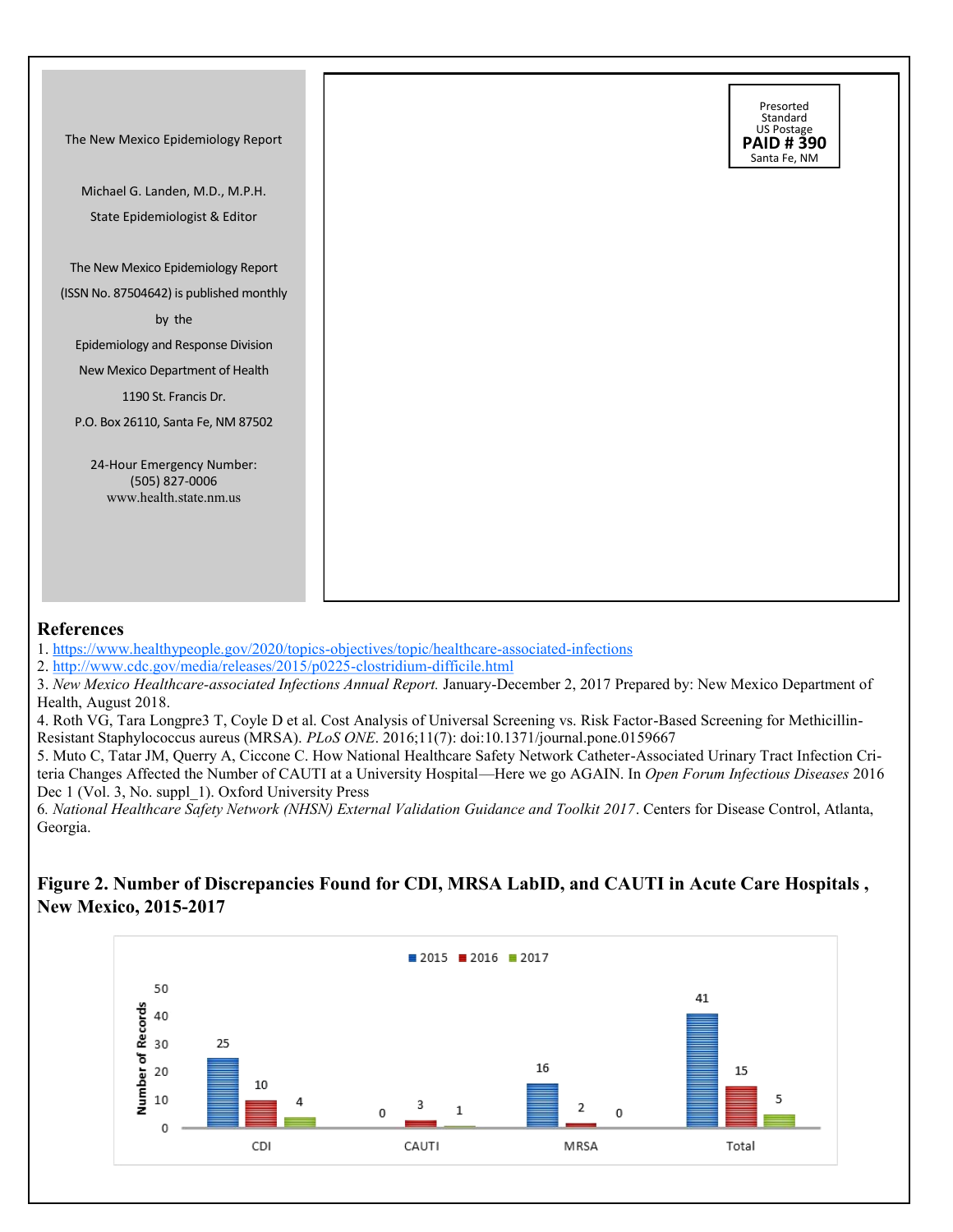The New Mexico Epidemiology Report

Michael G. Landen, M.D., M.P.H.

State Epidemiologist & Editor

The New Mexico Epidemiology Report (ISSN No. 87504642) is published monthly by the Epidemiology and Response Division New Mexico Department of Health 1190 St. Francis Dr. P.O. Box 26110, Santa Fe, NM 87502

24-Hour Emergency Number: (505) 827-0006
www.health.state.nm.us

Presorted Standard US Postage
**PAID # 390**
Santa Fe, NM

## References

1. https://www.healthypeople.gov/2020/topics-objectives/topic/healthcare-associated-infections
2. http://www.cdc.gov/media/releases/2015/p0225-clostridium-difficile.html
3. *New Mexico Healthcare-associated Infections Annual Report.* January-December 2, 2017 Prepared by: New Mexico Department of Health, August 2018.
4. Roth VG, Tara Longpre3 T, Coyle D et al. Cost Analysis of Universal Screening vs. Risk Factor-Based Screening for Methicillin-Resistant Staphylococcus aureus (MRSA). *PLoS ONE*. 2016;11(7): doi:10.1371/journal.pone.0159667
5. Muto C, Tatar JM, Querry A, Ciccone C. How National Healthcare Safety Network Catheter-Associated Urinary Tract Infection Criteria Changes Affected the Number of CAUTI at a University Hospital—Here we go AGAIN. In *Open Forum Infectious Diseases* 2016 Dec 1 (Vol. 3, No. suppl_1). Oxford University Press
6. *National Healthcare Safety Network (NHSN) External Validation Guidance and Toolkit 2017*. Centers for Disease Control, Atlanta, Georgia.

### Figure 2. Number of Discrepancies Found for CDI, MRSA LabID, and CAUTI in Acute Care Hospitals , New Mexico, 2015-2017

2015 2016 2017

Number of Records

50
40
30
20
10
0

25 10 4
0 3 1
16 2 0
41 15 5

CDI
CAUTI
MRSA
Total